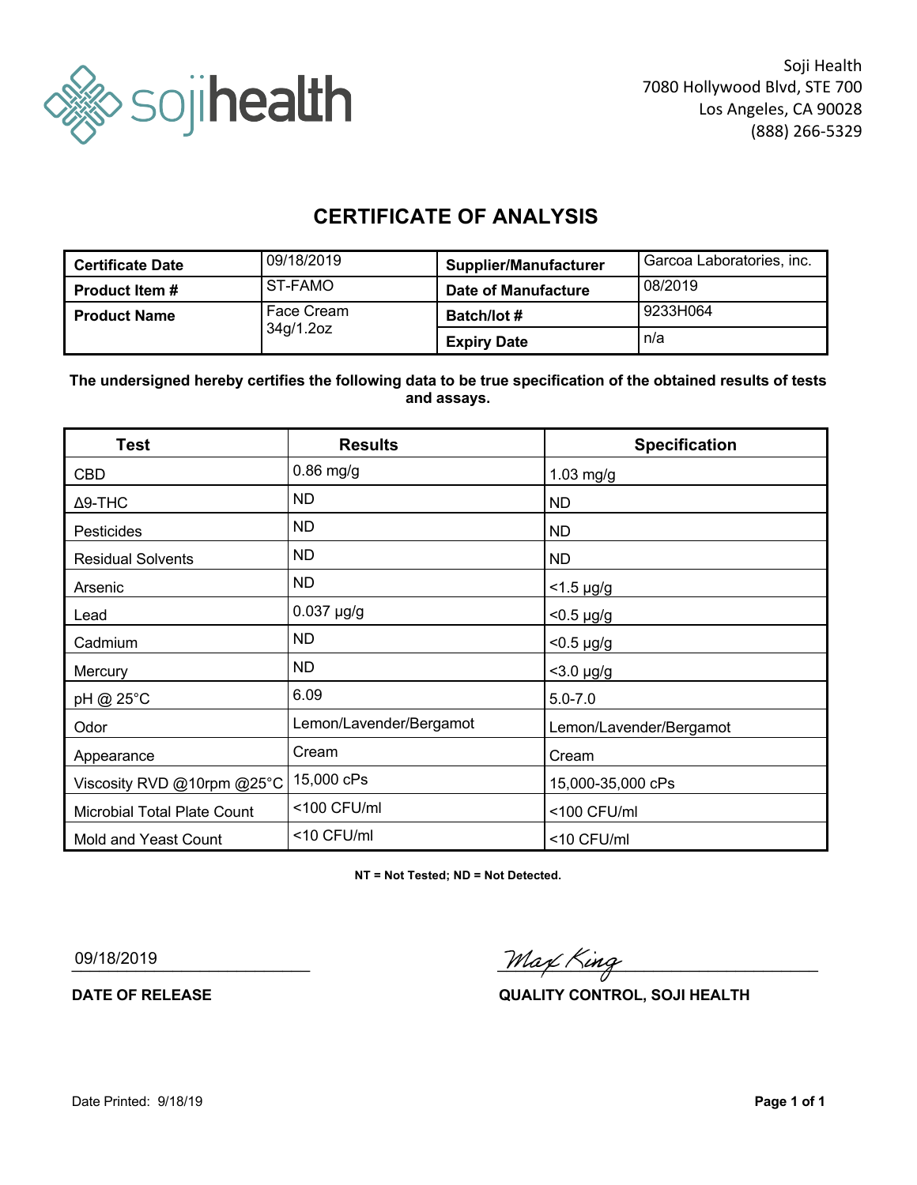Soji Health
7080 Hollywood Blvd, STE 700
Los Angeles, CA 90028
(888) 266-5329

# CERTIFICATE OF ANALYSIS

| | | | |
|---|---|---|---|
| **Certificate Date** | 09/18/2019 | **Supplier/Manufacturer** | Garcoa Laboratories, inc. |
| **Product Item #** | ST-FAMO | **Date of Manufacture** | 08/2019 |
| **Product Name** | Face Cream 34g/1.2oz | **Batch/lot #** | 9233H064 |
| | | **Expiry Date** | n/a |

**The undersigned hereby certifies the following data to be true specification of the obtained results of tests and assays.**

| Test | Results | Specification |
|---|---|---|
| CBD | 0.86 mg/g | 1.03 mg/g |
| Δ9-THC | ND | ND |
| Pesticides | ND | ND |
| Residual Solvents | ND | ND |
| Arsenic | ND | <1.5 µg/g |
| Lead | 0.037 µg/g | <0.5 µg/g |
| Cadmium | ND | <0.5 µg/g |
| Mercury | ND | <3.0 µg/g |
| pH @ 25°C | 6.09 | 5.0-7.0 |
| Odor | Lemon/Lavender/Bergamot | Lemon/Lavender/Bergamot |
| Appearance | Cream | Cream |
| Viscosity RVD @10rpm @25°C | 15,000 cPs | 15,000-35,000 cPs |
| Microbial Total Plate Count | <100 CFU/ml | <100 CFU/ml |
| Mold and Yeast Count | <10 CFU/ml | <10 CFU/ml |

**NT = Not Tested; ND = Not Detected.**

09/18/2019
**DATE OF RELEASE**

Max King
**QUALITY CONTROL, SOJI HEALTH**

Date Printed: 9/18/19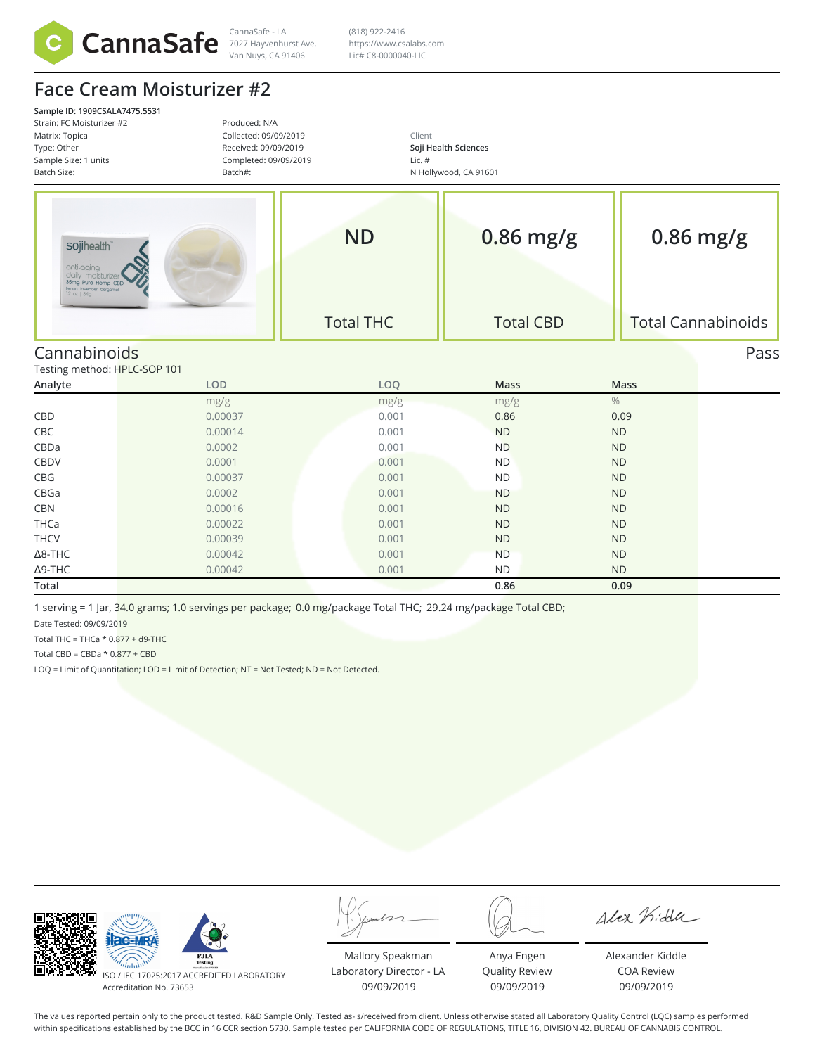CannaSafe

CannaSafe - LA
7027 Hayvenhurst Ave.
Van Nuys, CA 91406

(818) 922-2416
https://www.csalabs.com
Lic# C8-0000040-LIC

# Face Cream Moisturizer #2

**Sample ID: 1909CSALA7475.5531**
Strain: FC Moisturizer #2
Matrix: Topical
Type: Other
Sample Size: 1 units
Batch Size:

Produced: N/A
Collected: 09/09/2019
Received: 09/09/2019
Completed: 09/09/2019
Batch#:

Client
**Soji Health Sciences**
Lic. #
N Hollywood, CA 91601

| ND | 0.86 mg/g | 0.86 mg/g |
|---|---|---|
| Total THC | Total CBD | Total Cannabinoids |

## Cannabinoids

Pass

Testing method: HPLC-SOP 101

| Analyte | LOD | LOQ | Mass | Mass |
|---|---|---|---|---|
| | mg/g | mg/g | mg/g | % |
| CBD | 0.00037 | 0.001 | 0.86 | 0.09 |
| CBC | 0.00014 | 0.001 | ND | ND |
| CBDa | 0.0002 | 0.001 | ND | ND |
| CBDV | 0.0001 | 0.001 | ND | ND |
| CBG | 0.00037 | 0.001 | ND | ND |
| CBGa | 0.0002 | 0.001 | ND | ND |
| CBN | 0.00016 | 0.001 | ND | ND |
| THCa | 0.00022 | 0.001 | ND | ND |
| THCV | 0.00039 | 0.001 | ND | ND |
| Δ8-THC | 0.00042 | 0.001 | ND | ND |
| Δ9-THC | 0.00042 | 0.001 | ND | ND |
| **Total** | | | **0.86** | **0.09** |

1 serving = 1 Jar, 34.0 grams; 1.0 servings per package; 0.0 mg/package Total THC; 29.24 mg/package Total CBD;

Date Tested: 09/09/2019

Total THC = THCa * 0.877 + d9-THC

Total CBD = CBDa * 0.877 + CBD

LOQ = Limit of Quantitation; LOD = Limit of Detection; NT = Not Tested; ND = Not Detected.

ISO / IEC 17025:2017 ACCREDITED LABORATORY
Accreditation No. 73653

| Mallory Speakman | Anya Engen | Alexander Kiddle |
|---|---|---|
| Laboratory Director - LA | Quality Review | COA Review |
| 09/09/2019 | 09/09/2019 | 09/09/2019 |

The values reported pertain only to the product tested. R&D Sample Only. Tested as-is/received from client. Unless otherwise stated all Laboratory Quality Control (LQC) samples performed within specifications established by the BCC in 16 CCR section 5730. Sample tested per CALIFORNIA CODE OF REGULATIONS, TITLE 16, DIVISION 42. BUREAU OF CANNABIS CONTROL.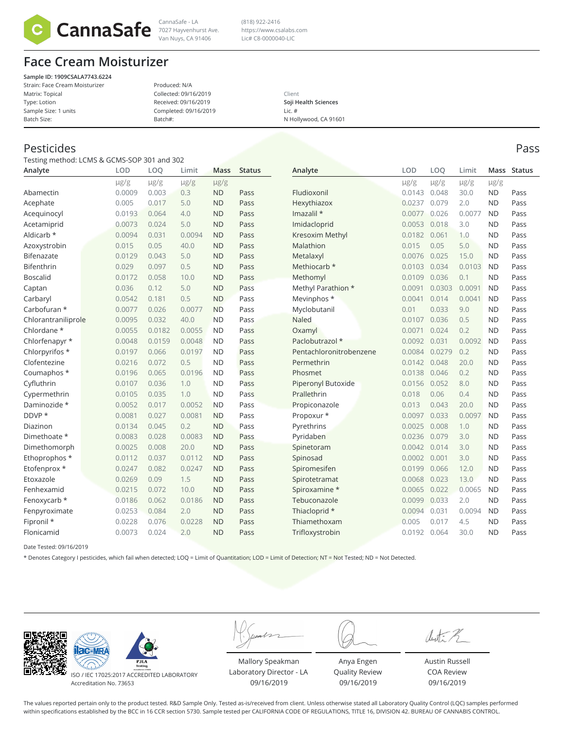CannaSafe

CannaSafe - LA
7027 Hayvenhurst Ave.
Van Nuys, CA 91406

(818) 922-2416
https://www.csalabs.com
Lic# C8-0000040-LIC

# Face Cream Moisturizer

**Sample ID: 1909CSALA7743.6224**
Strain: Face Cream Moisturizer
Matrix: Topical
Type: Lotion
Sample Size: 1 units
Batch Size:

Produced: N/A
Collected: 09/16/2019
Received: 09/16/2019
Completed: 09/16/2019
Batch#:

Client
**Soji Health Sciences**
Lic. #
N Hollywood, CA 91601

## Pesticides

Pass

Testing method: LCMS & GCMS-SOP 301 and 302

| Analyte | LOD | LOQ | Limit | Mass | Status |
|---|---|---|---|---|---|
| | μg/g | μg/g | μg/g | μg/g | |
| Abamectin | 0.0009 | 0.003 | 0.3 | ND | Pass |
| Acephate | 0.005 | 0.017 | 5.0 | ND | Pass |
| Acequinocyl | 0.0193 | 0.064 | 4.0 | ND | Pass |
| Acetamiprid | 0.0073 | 0.024 | 5.0 | ND | Pass |
| Aldicarb * | 0.0094 | 0.031 | 0.0094 | ND | Pass |
| Azoxystrobin | 0.015 | 0.05 | 40.0 | ND | Pass |
| Bifenazate | 0.0129 | 0.043 | 5.0 | ND | Pass |
| Bifenthrin | 0.029 | 0.097 | 0.5 | ND | Pass |
| Boscalid | 0.0172 | 0.058 | 10.0 | ND | Pass |
| Captan | 0.036 | 0.12 | 5.0 | ND | Pass |
| Carbaryl | 0.0542 | 0.181 | 0.5 | ND | Pass |
| Carbofuran * | 0.0077 | 0.026 | 0.0077 | ND | Pass |
| Chlorantraniliprole | 0.0095 | 0.032 | 40.0 | ND | Pass |
| Chlordane * | 0.0055 | 0.0182 | 0.0055 | ND | Pass |
| Chlorfenapyr * | 0.0048 | 0.0159 | 0.0048 | ND | Pass |
| Chlorpyrifos * | 0.0197 | 0.066 | 0.0197 | ND | Pass |
| Clofentezine | 0.0216 | 0.072 | 0.5 | ND | Pass |
| Coumaphos * | 0.0196 | 0.065 | 0.0196 | ND | Pass |
| Cyfluthrin | 0.0107 | 0.036 | 1.0 | ND | Pass |
| Cypermethrin | 0.0105 | 0.035 | 1.0 | ND | Pass |
| Daminozide * | 0.0052 | 0.017 | 0.0052 | ND | Pass |
| DDVP * | 0.0081 | 0.027 | 0.0081 | ND | Pass |
| Diazinon | 0.0134 | 0.045 | 0.2 | ND | Pass |
| Dimethoate * | 0.0083 | 0.028 | 0.0083 | ND | Pass |
| Dimethomorph | 0.0025 | 0.008 | 20.0 | ND | Pass |
| Ethoprophos * | 0.0112 | 0.037 | 0.0112 | ND | Pass |
| Etofenprox * | 0.0247 | 0.082 | 0.0247 | ND | Pass |
| Etoxazole | 0.0269 | 0.09 | 1.5 | ND | Pass |
| Fenhexamid | 0.0215 | 0.072 | 10.0 | ND | Pass |
| Fenoxycarb * | 0.0186 | 0.062 | 0.0186 | ND | Pass |
| Fenpyroximate | 0.0253 | 0.084 | 2.0 | ND | Pass |
| Fipronil * | 0.0228 | 0.076 | 0.0228 | ND | Pass |
| Flonicamid | 0.0073 | 0.024 | 2.0 | ND | Pass |
| Fludioxonil | 0.0143 | 0.048 | 30.0 | ND | Pass |
| Hexythiazox | 0.0237 | 0.079 | 2.0 | ND | Pass |
| Imazalil * | 0.0077 | 0.026 | 0.0077 | ND | Pass |
| Imidacloprid | 0.0053 | 0.018 | 3.0 | ND | Pass |
| Kresoxim Methyl | 0.0182 | 0.061 | 1.0 | ND | Pass |
| Malathion | 0.015 | 0.05 | 5.0 | ND | Pass |
| Metalaxyl | 0.0076 | 0.025 | 15.0 | ND | Pass |
| Methiocarb * | 0.0103 | 0.034 | 0.0103 | ND | Pass |
| Methomyl | 0.0109 | 0.036 | 0.1 | ND | Pass |
| Methyl Parathion * | 0.0091 | 0.0303 | 0.0091 | ND | Pass |
| Mevinphos * | 0.0041 | 0.014 | 0.0041 | ND | Pass |
| Myclobutanil | 0.01 | 0.033 | 9.0 | ND | Pass |
| Naled | 0.0107 | 0.036 | 0.5 | ND | Pass |
| Oxamyl | 0.0071 | 0.024 | 0.2 | ND | Pass |
| Paclobutrazol * | 0.0092 | 0.031 | 0.0092 | ND | Pass |
| Pentachloronitrobenzene | 0.0084 | 0.0279 | 0.2 | ND | Pass |
| Permethrin | 0.0142 | 0.048 | 20.0 | ND | Pass |
| Phosmet | 0.0138 | 0.046 | 0.2 | ND | Pass |
| Piperonyl Butoxide | 0.0156 | 0.052 | 8.0 | ND | Pass |
| Prallethrin | 0.018 | 0.06 | 0.4 | ND | Pass |
| Propiconazole | 0.013 | 0.043 | 20.0 | ND | Pass |
| Propoxur * | 0.0097 | 0.033 | 0.0097 | ND | Pass |
| Pyrethrins | 0.0025 | 0.008 | 1.0 | ND | Pass |
| Pyridaben | 0.0236 | 0.079 | 3.0 | ND | Pass |
| Spinetoram | 0.0042 | 0.014 | 3.0 | ND | Pass |
| Spinosad | 0.0002 | 0.001 | 3.0 | ND | Pass |
| Spiromesifen | 0.0199 | 0.066 | 12.0 | ND | Pass |
| Spirotetramat | 0.0068 | 0.023 | 13.0 | ND | Pass |
| Spiroxamine * | 0.0065 | 0.022 | 0.0065 | ND | Pass |
| Tebuconazole | 0.0099 | 0.033 | 2.0 | ND | Pass |
| Thiacloprid * | 0.0094 | 0.031 | 0.0094 | ND | Pass |
| Thiamethoxam | 0.005 | 0.017 | 4.5 | ND | Pass |
| Trifloxystrobin | 0.0192 | 0.064 | 30.0 | ND | Pass |

Date Tested: 09/16/2019

* Denotes Category I pesticides, which fail when detected; LOQ = Limit of Quantitation; LOD = Limit of Detection; NT = Not Tested; ND = Not Detected.

ISO / IEC 17025:2017 ACCREDITED LABORATORY
Accreditation No. 73653

| Mallory Speakman | Anya Engen | Austin Russell |
|---|---|---|
| Laboratory Director - LA | Quality Review | COA Review |
| 09/16/2019 | 09/16/2019 | 09/16/2019 |

The values reported pertain only to the product tested. R&D Sample Only. Tested as-is/received from client. Unless otherwise stated all Laboratory Quality Control (LQC) samples performed within specifications established by the BCC in 16 CCR section 5730. Sample tested per CALIFORNIA CODE OF REGULATIONS, TITLE 16, DIVISION 42. BUREAU OF CANNABIS CONTROL.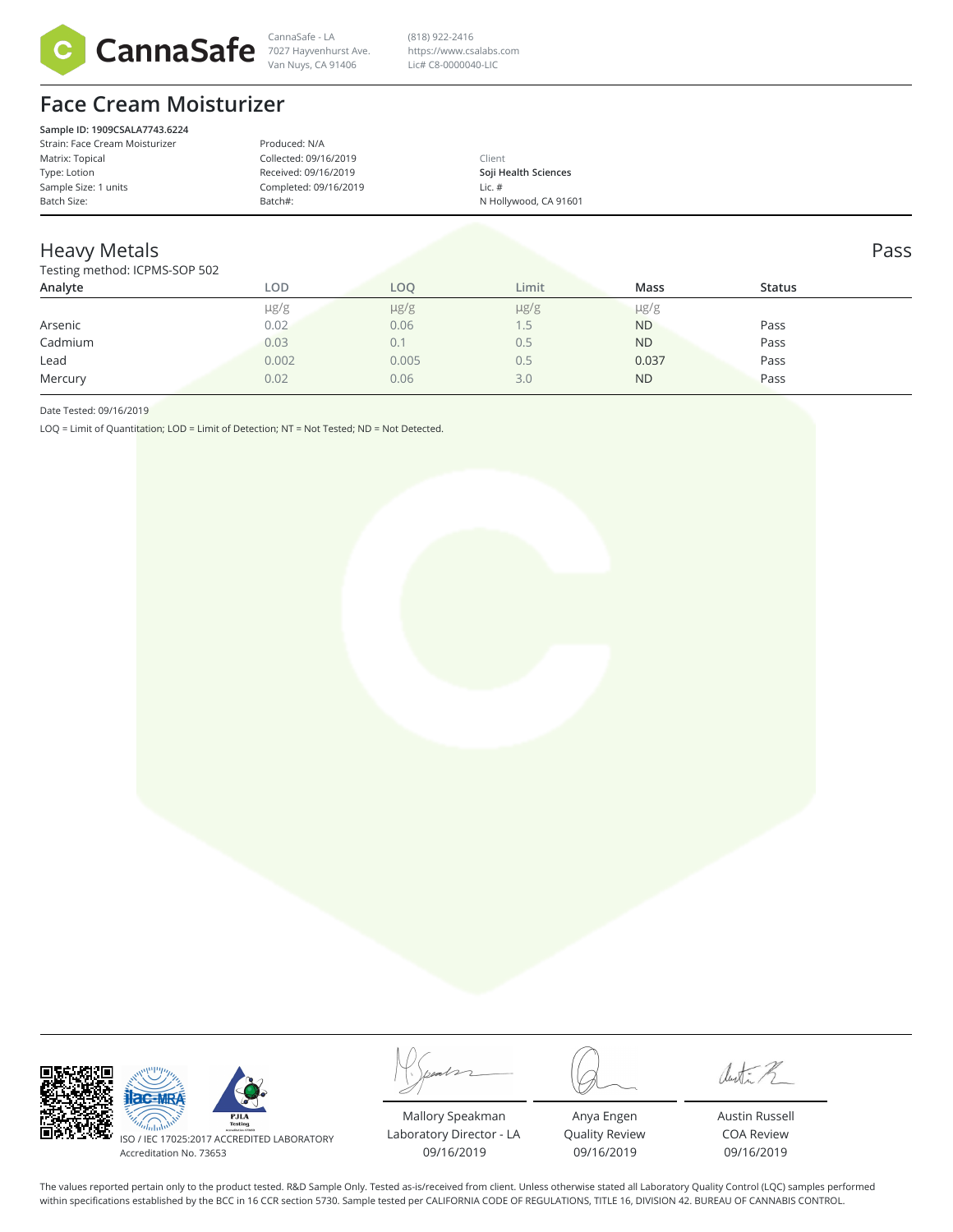CannaSafe - LA
7027 Hayvenhurst Ave.
Van Nuys, CA 91406

(818) 922-2416
https://www.csalabs.com
Lic# C8-0000040-LIC

# Face Cream Moisturizer

**Sample ID: 1909CSALA7743.6224**

| | | |
|---|---|---|
| Strain: Face Cream Moisturizer | Produced: N/A | |
| Matrix: Topical | Collected: 09/16/2019 | Client |
| Type: Lotion | Received: 09/16/2019 | **Soji Health Sciences** |
| Sample Size: 1 units | Completed: 09/16/2019 | Lic. # |
| Batch Size: | Batch#: | N Hollywood, CA 91601 |

## Heavy Metals

Pass

Testing method: ICPMS-SOP 502

| Analyte | LOD | LOQ | Limit | Mass | Status |
|---|---|---|---|---|---|
| | µg/g | µg/g | µg/g | µg/g | |
| Arsenic | 0.02 | 0.06 | 1.5 | ND | Pass |
| Cadmium | 0.03 | 0.1 | 0.5 | ND | Pass |
| Lead | 0.002 | 0.005 | 0.5 | 0.037 | Pass |
| Mercury | 0.02 | 0.06 | 3.0 | ND | Pass |

Date Tested: 09/16/2019

LOQ = Limit of Quantitation; LOD = Limit of Detection; NT = Not Tested; ND = Not Detected.

ISO / IEC 17025:2017 ACCREDITED LABORATORY
Accreditation No. 73653

| Mallory Speakman | Anya Engen | Austin Russell |
|---|---|---|
| Laboratory Director - LA | Quality Review | COA Review |
| 09/16/2019 | 09/16/2019 | 09/16/2019 |

The values reported pertain only to the product tested. R&D Sample Only. Tested as-is/received from client. Unless otherwise stated all Laboratory Quality Control (LQC) samples performed within specifications established by the BCC in 16 CCR section 5730. Sample tested per CALIFORNIA CODE OF REGULATIONS, TITLE 16, DIVISION 42. BUREAU OF CANNABIS CONTROL.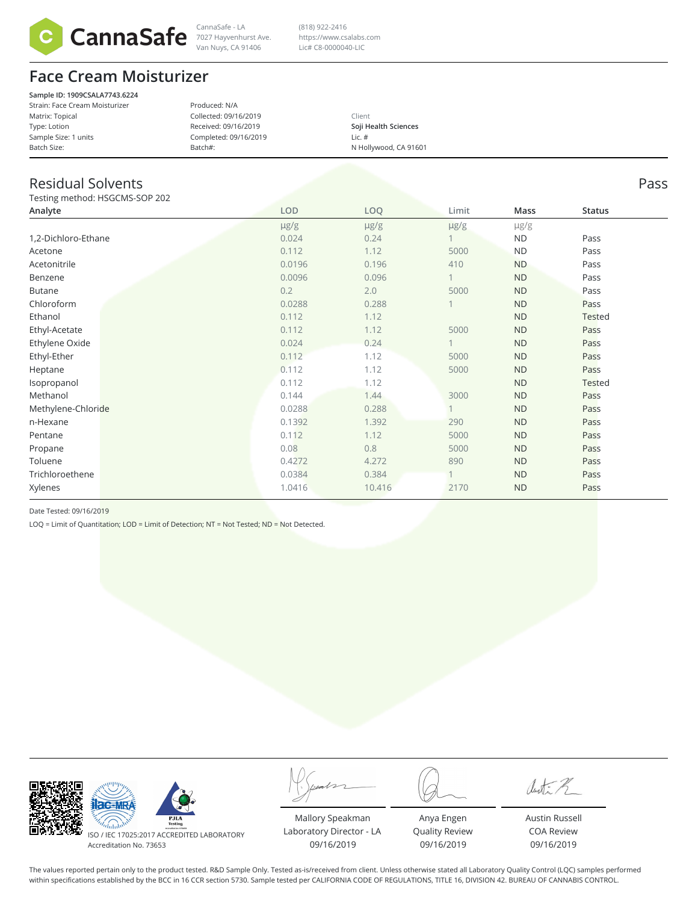CannaSafe

CannaSafe - LA
7027 Hayvenhurst Ave.
Van Nuys, CA 91406

(818) 922-2416
https://www.csalabs.com
Lic# C8-0000040-LIC

# Face Cream Moisturizer

**Sample ID: 1909CSALA7743.6224**
Strain: Face Cream Moisturizer
Matrix: Topical
Type: Lotion
Sample Size: 1 units
Batch Size:

Produced: N/A
Collected: 09/16/2019
Received: 09/16/2019
Completed: 09/16/2019
Batch#:

Client
**Soji Health Sciences**
Lic. #
N Hollywood, CA 91601

## Residual Solvents

Pass

Testing method: HSGCMS-SOP 202

| Analyte | LOD | LOQ | Limit | Mass | Status |
|---|---|---|---|---|---|
| | μg/g | μg/g | μg/g | μg/g | |
| 1,2-Dichloro-Ethane | 0.024 | 0.24 | 1 | ND | Pass |
| Acetone | 0.112 | 1.12 | 5000 | ND | Pass |
| Acetonitrile | 0.0196 | 0.196 | 410 | ND | Pass |
| Benzene | 0.0096 | 0.096 | 1 | ND | Pass |
| Butane | 0.2 | 2.0 | 5000 | ND | Pass |
| Chloroform | 0.0288 | 0.288 | 1 | ND | Pass |
| Ethanol | 0.112 | 1.12 | | ND | Tested |
| Ethyl-Acetate | 0.112 | 1.12 | 5000 | ND | Pass |
| Ethylene Oxide | 0.024 | 0.24 | 1 | ND | Pass |
| Ethyl-Ether | 0.112 | 1.12 | 5000 | ND | Pass |
| Heptane | 0.112 | 1.12 | 5000 | ND | Pass |
| Isopropanol | 0.112 | 1.12 | | ND | Tested |
| Methanol | 0.144 | 1.44 | 3000 | ND | Pass |
| Methylene-Chloride | 0.0288 | 0.288 | 1 | ND | Pass |
| n-Hexane | 0.1392 | 1.392 | 290 | ND | Pass |
| Pentane | 0.112 | 1.12 | 5000 | ND | Pass |
| Propane | 0.08 | 0.8 | 5000 | ND | Pass |
| Toluene | 0.4272 | 4.272 | 890 | ND | Pass |
| Trichloroethene | 0.0384 | 0.384 | 1 | ND | Pass |
| Xylenes | 1.0416 | 10.416 | 2170 | ND | Pass |

Date Tested: 09/16/2019

LOQ = Limit of Quantitation; LOD = Limit of Detection; NT = Not Tested; ND = Not Detected.

ISO / IEC 17025:2017 ACCREDITED LABORATORY
Accreditation No. 73653

| Mallory Speakman | Anya Engen | Austin Russell |
|---|---|---|
| Laboratory Director - LA | Quality Review | COA Review |
| 09/16/2019 | 09/16/2019 | 09/16/2019 |

The values reported pertain only to the product tested. R&D Sample Only. Tested as-is/received from client. Unless otherwise stated all Laboratory Quality Control (LQC) samples performed within specifications established by the BCC in 16 CCR section 5730. Sample tested per CALIFORNIA CODE OF REGULATIONS, TITLE 16, DIVISION 42. BUREAU OF CANNABIS CONTROL.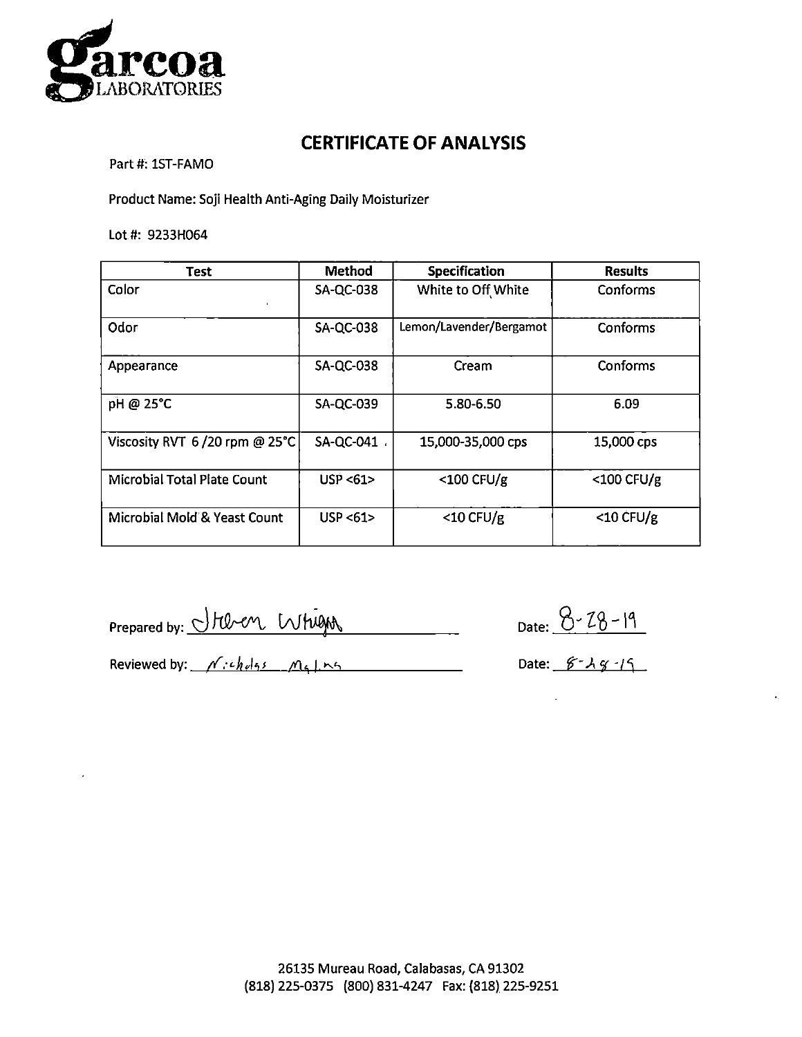garcoa
LABORATORIES

# CERTIFICATE OF ANALYSIS

Part #: 1ST-FAMO

Product Name: Soji Health Anti-Aging Daily Moisturizer

Lot #: 9233H064

| Test | Method | Specification | Results |
|---|---|---|---|
| Color | SA-QC-038 | White to Off White | Conforms |
| Odor | SA-QC-038 | Lemon/Lavender/Bergamot | Conforms |
| Appearance | SA-QC-038 | Cream | Conforms |
| pH @ 25°C | SA-QC-039 | 5.80-6.50 | 6.09 |
| Viscosity RVT 6 /20 rpm @ 25°C | SA-QC-041 | 15,000-35,000 cps | 15,000 cps |
| Microbial Total Plate Count | USP <61> | <100 CFU/g | <100 CFU/g |
| Microbial Mold & Yeast Count | USP <61> | <10 CFU/g | <10 CFU/g |

Prepared by: Steven Wright Date: 8-28-19

Reviewed by: Nicholas Malins Date: 8-28-19

26135 Mureau Road, Calabasas, CA 91302
(818) 225-0375 (800) 831-4247 Fax: (818) 225-9251